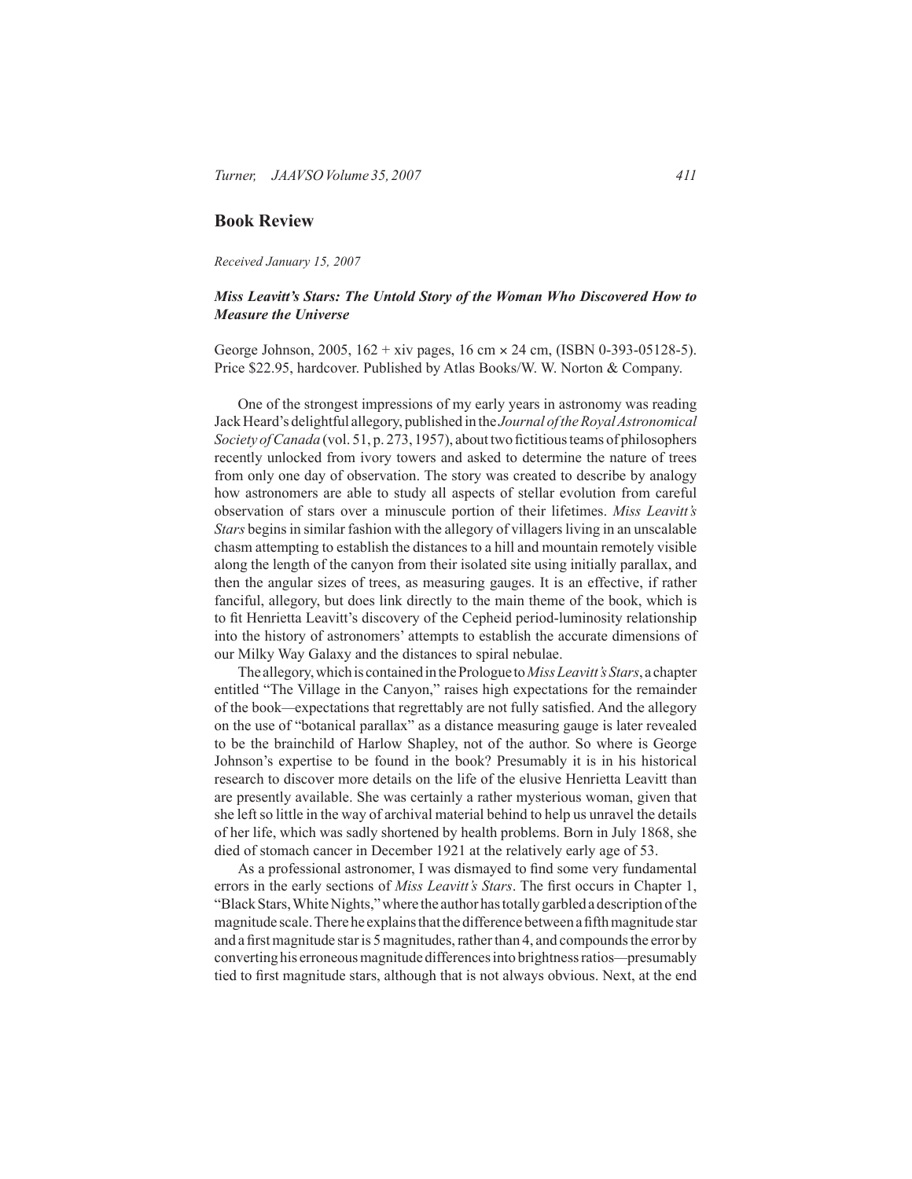## Book Review

*Received January 15, 2007*

### *Miss Leavitt's Stars: The Untold Story of the Woman Who Discovered How to Measure the Universe*

George Johnson, 2005, 162 + xiv pages, 16 cm × 24 cm, (ISBN 0-393-05128-5). Price $22.95, hardcover. Published by Atlas Books/W. W. Norton & Company.

One of the strongest impressions of my early years in astronomy was reading Jack Heard's delightful allegory, published in the *Journal of the Royal Astronomical Society of Canada* (vol. 51, p. 273, 1957), about two fictitious teams of philosophers recently unlocked from ivory towers and asked to determine the nature of trees from only one day of observation. The story was created to describe by analogy how astronomers are able to study all aspects of stellar evolution from careful observation of stars over a minuscule portion of their lifetimes. *Miss Leavitt's Stars* begins in similar fashion with the allegory of villagers living in an unscalable chasm attempting to establish the distances to a hill and mountain remotely visible along the length of the canyon from their isolated site using initially parallax, and then the angular sizes of trees, as measuring gauges. It is an effective, if rather fanciful, allegory, but does link directly to the main theme of the book, which is to fit Henrietta Leavitt's discovery of the Cepheid period-luminosity relationship into the history of astronomers' attempts to establish the accurate dimensions of our Milky Way Galaxy and the distances to spiral nebulae.

The allegory, which is contained in the Prologue to *Miss Leavitt's Stars*, a chapter entitled "The Village in the Canyon," raises high expectations for the remainder of the book—expectations that regrettably are not fully satisfied. And the allegory on the use of "botanical parallax" as a distance measuring gauge is later revealed to be the brainchild of Harlow Shapley, not of the author. So where is George Johnson's expertise to be found in the book? Presumably it is in his historical research to discover more details on the life of the elusive Henrietta Leavitt than are presently available. She was certainly a rather mysterious woman, given that she left so little in the way of archival material behind to help us unravel the details of her life, which was sadly shortened by health problems. Born in July 1868, she died of stomach cancer in December 1921 at the relatively early age of 53.

As a professional astronomer, I was dismayed to find some very fundamental errors in the early sections of *Miss Leavitt's Stars*. The first occurs in Chapter 1, "Black Stars, White Nights," where the author has totally garbled a description of the magnitude scale. There he explains that the difference between a fifth magnitude star and a first magnitude star is 5 magnitudes, rather than 4, and compounds the error by converting his erroneous magnitude differences into brightness ratios—presumably tied to first magnitude stars, although that is not always obvious. Next, at the end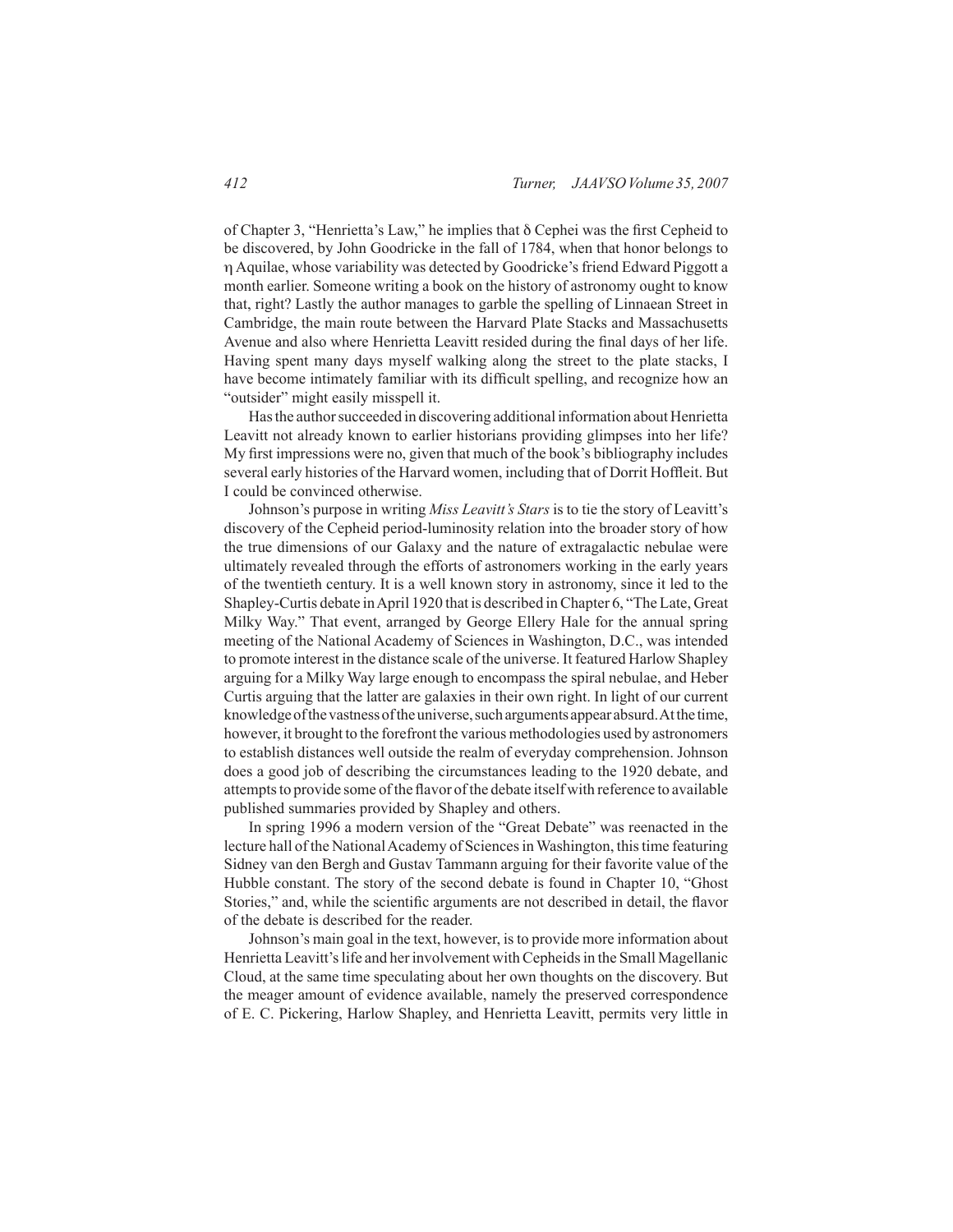of Chapter 3, "Henrietta's Law," he implies that δ Cephei was the first Cepheid to be discovered, by John Goodricke in the fall of 1784, when that honor belongs to η Aquilae, whose variability was detected by Goodricke's friend Edward Piggott a month earlier. Someone writing a book on the history of astronomy ought to know that, right? Lastly the author manages to garble the spelling of Linnaean Street in Cambridge, the main route between the Harvard Plate Stacks and Massachusetts Avenue and also where Henrietta Leavitt resided during the final days of her life. Having spent many days myself walking along the street to the plate stacks, I have become intimately familiar with its difficult spelling, and recognize how an "outsider" might easily misspell it.

Has the author succeeded in discovering additional information about Henrietta Leavitt not already known to earlier historians providing glimpses into her life? My first impressions were no, given that much of the book's bibliography includes several early histories of the Harvard women, including that of Dorrit Hoffleit. But I could be convinced otherwise.

Johnson's purpose in writing *Miss Leavitt's Stars* is to tie the story of Leavitt's discovery of the Cepheid period-luminosity relation into the broader story of how the true dimensions of our Galaxy and the nature of extragalactic nebulae were ultimately revealed through the efforts of astronomers working in the early years of the twentieth century. It is a well known story in astronomy, since it led to the Shapley-Curtis debate in April 1920 that is described in Chapter 6, "The Late, Great Milky Way." That event, arranged by George Ellery Hale for the annual spring meeting of the National Academy of Sciences in Washington, D.C., was intended to promote interest in the distance scale of the universe. It featured Harlow Shapley arguing for a Milky Way large enough to encompass the spiral nebulae, and Heber Curtis arguing that the latter are galaxies in their own right. In light of our current knowledge of the vastness of the universe, such arguments appear absurd. At the time, however, it brought to the forefront the various methodologies used by astronomers to establish distances well outside the realm of everyday comprehension. Johnson does a good job of describing the circumstances leading to the 1920 debate, and attempts to provide some of the flavor of the debate itself with reference to available published summaries provided by Shapley and others.

In spring 1996 a modern version of the "Great Debate" was reenacted in the lecture hall of the National Academy of Sciences in Washington, this time featuring Sidney van den Bergh and Gustav Tammann arguing for their favorite value of the Hubble constant. The story of the second debate is found in Chapter 10, "Ghost Stories," and, while the scientific arguments are not described in detail, the flavor of the debate is described for the reader.

Johnson's main goal in the text, however, is to provide more information about Henrietta Leavitt's life and her involvement with Cepheids in the Small Magellanic Cloud, at the same time speculating about her own thoughts on the discovery. But the meager amount of evidence available, namely the preserved correspondence of E. C. Pickering, Harlow Shapley, and Henrietta Leavitt, permits very little in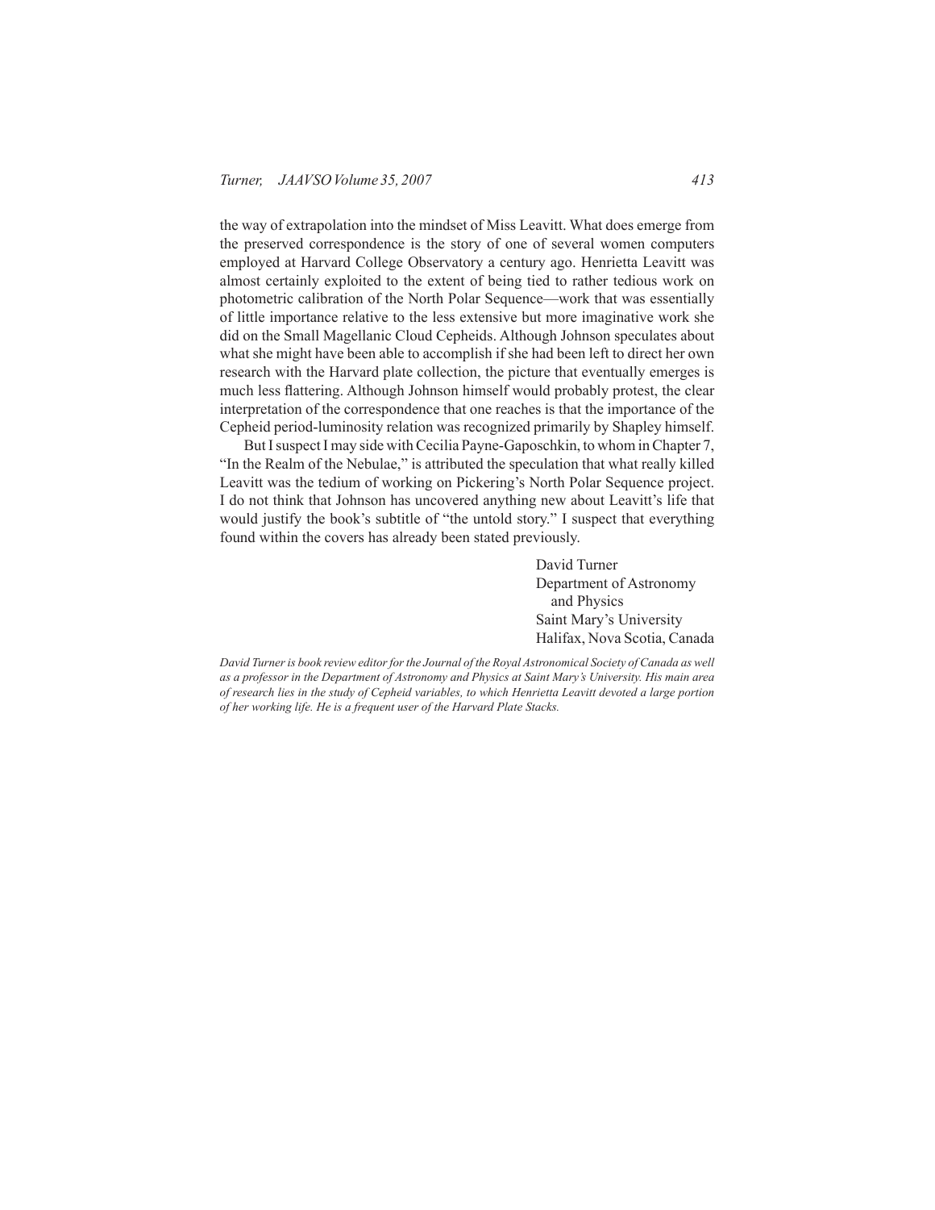the way of extrapolation into the mindset of Miss Leavitt. What does emerge from the preserved correspondence is the story of one of several women computers employed at Harvard College Observatory a century ago. Henrietta Leavitt was almost certainly exploited to the extent of being tied to rather tedious work on photometric calibration of the North Polar Sequence—work that was essentially of little importance relative to the less extensive but more imaginative work she did on the Small Magellanic Cloud Cepheids. Although Johnson speculates about what she might have been able to accomplish if she had been left to direct her own research with the Harvard plate collection, the picture that eventually emerges is much less flattering. Although Johnson himself would probably protest, the clear interpretation of the correspondence that one reaches is that the importance of the Cepheid period-luminosity relation was recognized primarily by Shapley himself.

But I suspect I may side with Cecilia Payne-Gaposchkin, to whom in Chapter 7, "In the Realm of the Nebulae," is attributed the speculation that what really killed Leavitt was the tedium of working on Pickering's North Polar Sequence project. I do not think that Johnson has uncovered anything new about Leavitt's life that would justify the book's subtitle of "the untold story." I suspect that everything found within the covers has already been stated previously.

David Turner  
Department of Astronomy and Physics  
Saint Mary's University  
Halifax, Nova Scotia, Canada

*David Turner is book review editor for the Journal of the Royal Astronomical Society of Canada as well as a professor in the Department of Astronomy and Physics at Saint Mary's University. His main area of research lies in the study of Cepheid variables, to which Henrietta Leavitt devoted a large portion of her working life. He is a frequent user of the Harvard Plate Stacks.*